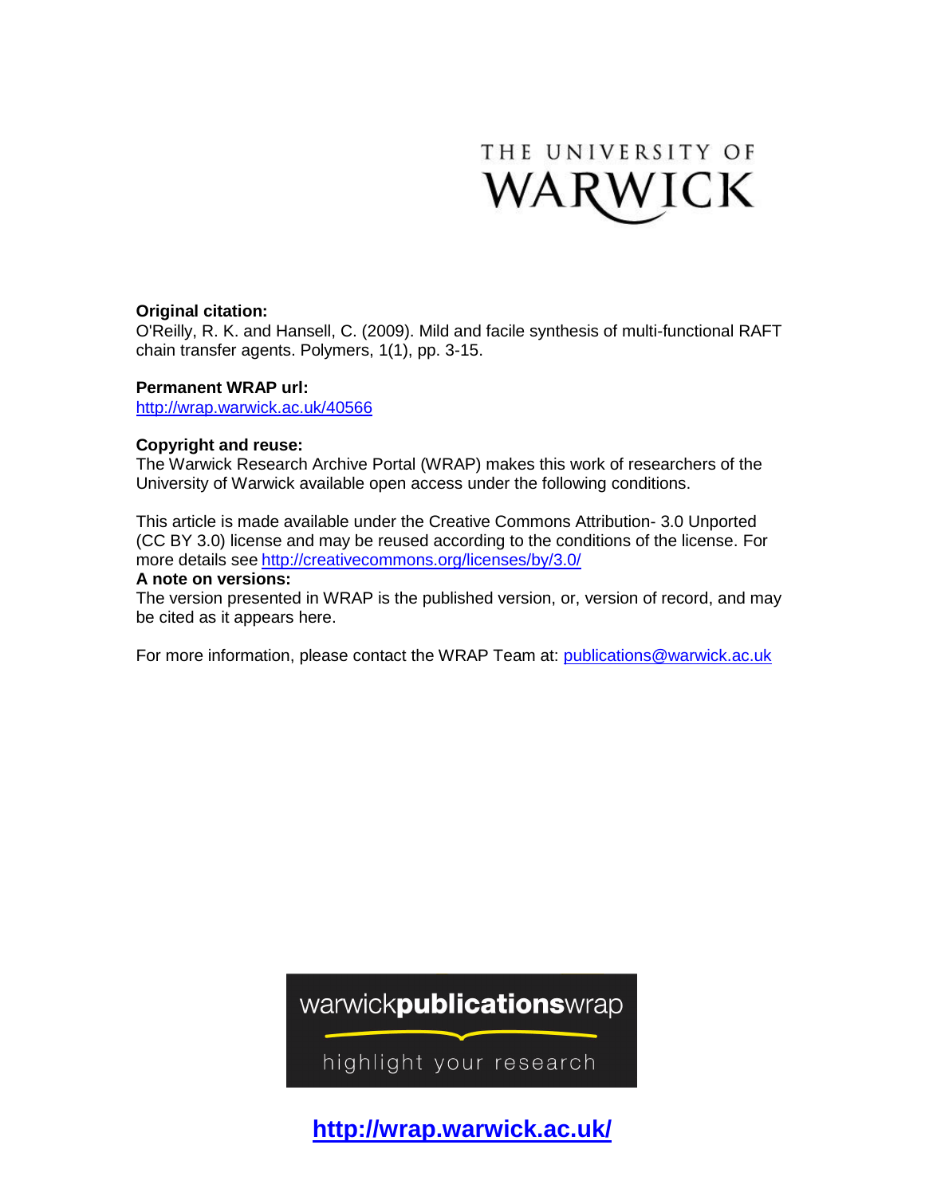THE UNIVERSITY OF WARWICK

**Original citation:**
O'Reilly, R. K. and Hansell, C. (2009). Mild and facile synthesis of multi-functional RAFT chain transfer agents. Polymers, 1(1), pp. 3-15.

**Permanent WRAP url:**
http://wrap.warwick.ac.uk/40566

**Copyright and reuse:**
The Warwick Research Archive Portal (WRAP) makes this work of researchers of the University of Warwick available open access under the following conditions.

This article is made available under the Creative Commons Attribution- 3.0 Unported (CC BY 3.0) license and may be reused according to the conditions of the license. For more details see http://creativecommons.org/licenses/by/3.0/

**A note on versions:**
The version presented in WRAP is the published version, or, version of record, and may be cited as it appears here.

For more information, please contact the WRAP Team at: publications@warwick.ac.uk

warwick**publications**wrap

highlight your research

**http://wrap.warwick.ac.uk/**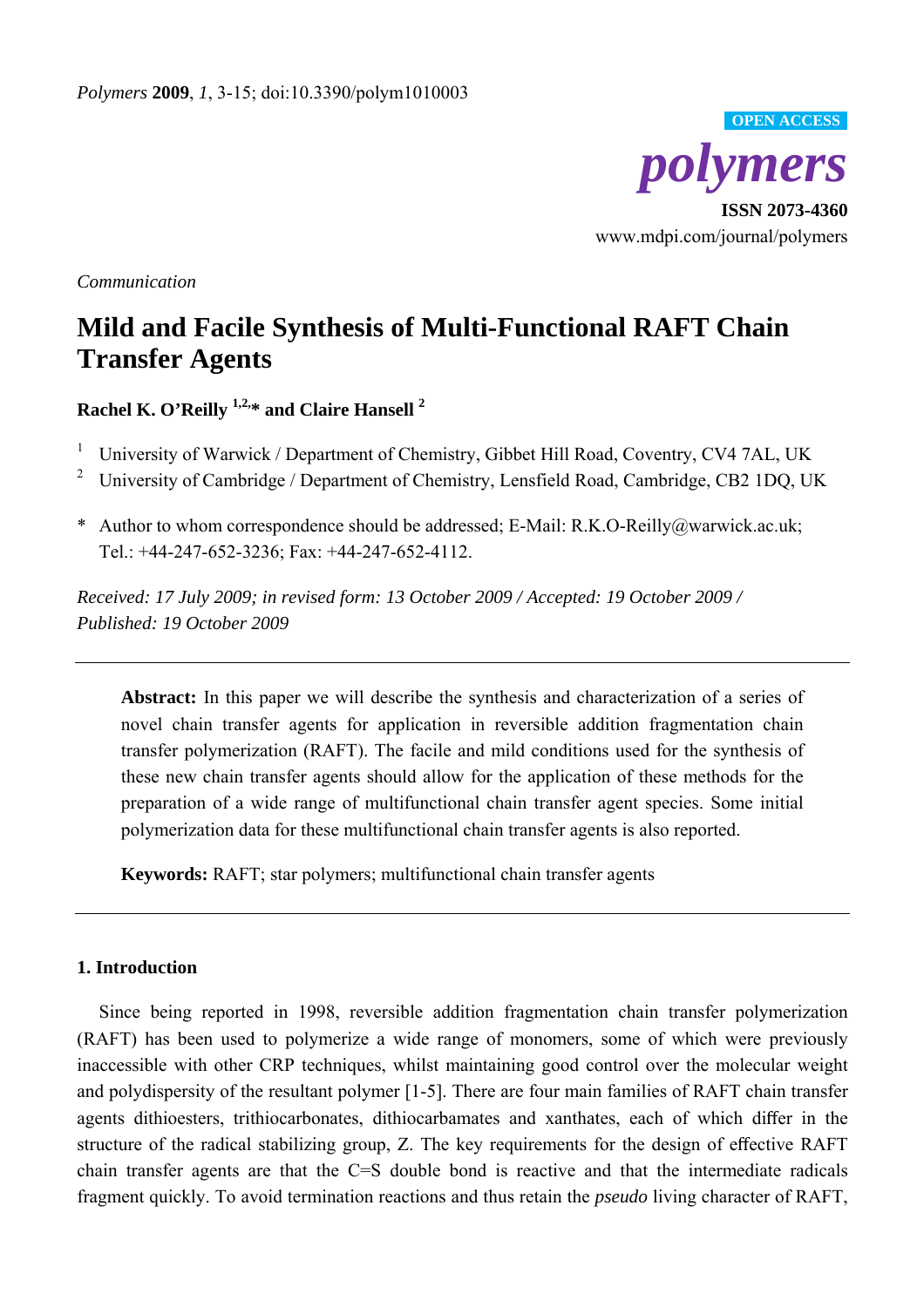Communication

# Mild and Facile Synthesis of Multi-Functional RAFT Chain Transfer Agents

**Rachel K. O'Reilly [1,2,*] and Claire Hansell [2]**

[1] University of Warwick / Department of Chemistry, Gibbet Hill Road, Coventry, CV4 7AL, UK

[2] University of Cambridge / Department of Chemistry, Lensfield Road, Cambridge, CB2 1DQ, UK

\* Author to whom correspondence should be addressed; E-Mail: R.K.O-Reilly@warwick.ac.uk; Tel.: +44-247-652-3236; Fax: +44-247-652-4112.

*Received: 17 July 2009; in revised form: 13 October 2009 / Accepted: 19 October 2009 / Published: 19 October 2009*

---

**Abstract:** In this paper we will describe the synthesis and characterization of a series of novel chain transfer agents for application in reversible addition fragmentation chain transfer polymerization (RAFT). The facile and mild conditions used for the synthesis of these new chain transfer agents should allow for the application of these methods for the preparation of a wide range of multifunctional chain transfer agent species. Some initial polymerization data for these multifunctional chain transfer agents is also reported.

**Keywords:** RAFT; star polymers; multifunctional chain transfer agents

---

## 1. Introduction

Since being reported in 1998, reversible addition fragmentation chain transfer polymerization (RAFT) has been used to polymerize a wide range of monomers, some of which were previously inaccessible with other CRP techniques, whilst maintaining good control over the molecular weight and polydispersity of the resultant polymer [1-5]. There are four main families of RAFT chain transfer agents dithioesters, trithiocarbonates, dithiocarbamates and xanthates, each of which differ in the structure of the radical stabilizing group, Z. The key requirements for the design of effective RAFT chain transfer agents are that the C=S double bond is reactive and that the intermediate radicals fragment quickly. To avoid termination reactions and thus retain the *pseudo* living character of RAFT,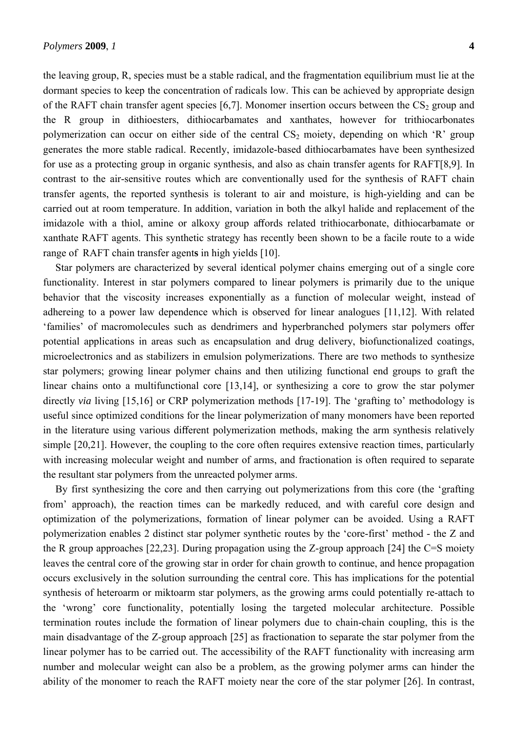the leaving group, R, species must be a stable radical, and the fragmentation equilibrium must lie at the dormant species to keep the concentration of radicals low. This can be achieved by appropriate design of the RAFT chain transfer agent species [6,7]. Monomer insertion occurs between the $CS_2$ group and the R group in dithioesters, dithiocarbamates and xanthates, however for trithiocarbonates polymerization can occur on either side of the central $CS_2$ moiety, depending on which 'R' group generates the more stable radical. Recently, imidazole-based dithiocarbamates have been synthesized for use as a protecting group in organic synthesis, and also as chain transfer agents for RAFT[8,9]. In contrast to the air-sensitive routes which are conventionally used for the synthesis of RAFT chain transfer agents, the reported synthesis is tolerant to air and moisture, is high-yielding and can be carried out at room temperature. In addition, variation in both the alkyl halide and replacement of the imidazole with a thiol, amine or alkoxy group affords related trithiocarbonate, dithiocarbamate or xanthate RAFT agents. This synthetic strategy has recently been shown to be a facile route to a wide range of RAFT chain transfer agents in high yields [10].

Star polymers are characterized by several identical polymer chains emerging out of a single core functionality. Interest in star polymers compared to linear polymers is primarily due to the unique behavior that the viscosity increases exponentially as a function of molecular weight, instead of adhereing to a power law dependence which is observed for linear analogues [11,12]. With related 'families' of macromolecules such as dendrimers and hyperbranched polymers star polymers offer potential applications in areas such as encapsulation and drug delivery, biofunctionalized coatings, microelectronics and as stabilizers in emulsion polymerizations. There are two methods to synthesize star polymers; growing linear polymer chains and then utilizing functional end groups to graft the linear chains onto a multifunctional core [13,14], or synthesizing a core to grow the star polymer directly *via* living [15,16] or CRP polymerization methods [17-19]. The 'grafting to' methodology is useful since optimized conditions for the linear polymerization of many monomers have been reported in the literature using various different polymerization methods, making the arm synthesis relatively simple [20,21]. However, the coupling to the core often requires extensive reaction times, particularly with increasing molecular weight and number of arms, and fractionation is often required to separate the resultant star polymers from the unreacted polymer arms.

By first synthesizing the core and then carrying out polymerizations from this core (the 'grafting from' approach), the reaction times can be markedly reduced, and with careful core design and optimization of the polymerizations, formation of linear polymer can be avoided. Using a RAFT polymerization enables 2 distinct star polymer synthetic routes by the 'core-first' method - the Z and the R group approaches [22,23]. During propagation using the Z-group approach [24] the C=S moiety leaves the central core of the growing star in order for chain growth to continue, and hence propagation occurs exclusively in the solution surrounding the central core. This has implications for the potential synthesis of heteroarm or miktoarm star polymers, as the growing arms could potentially re-attach to the 'wrong' core functionality, potentially losing the targeted molecular architecture. Possible termination routes include the formation of linear polymers due to chain-chain coupling, this is the main disadvantage of the Z-group approach [25] as fractionation to separate the star polymer from the linear polymer has to be carried out. The accessibility of the RAFT functionality with increasing arm number and molecular weight can also be a problem, as the growing polymer arms can hinder the ability of the monomer to reach the RAFT moiety near the core of the star polymer [26]. In contrast,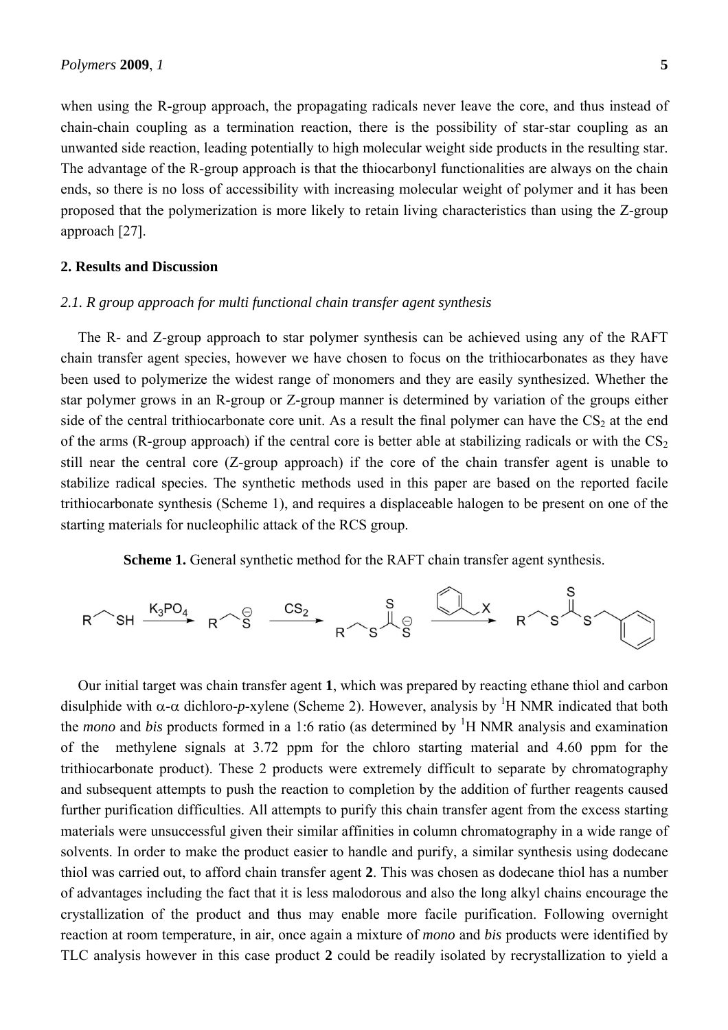when using the R-group approach, the propagating radicals never leave the core, and thus instead of chain-chain coupling as a termination reaction, there is the possibility of star-star coupling as an unwanted side reaction, leading potentially to high molecular weight side products in the resulting star. The advantage of the R-group approach is that the thiocarbonyl functionalities are always on the chain ends, so there is no loss of accessibility with increasing molecular weight of polymer and it has been proposed that the polymerization is more likely to retain living characteristics than using the Z-group approach [27].

## 2. Results and Discussion

### *2.1. R group approach for multi functional chain transfer agent synthesis*

The R- and Z-group approach to star polymer synthesis can be achieved using any of the RAFT chain transfer agent species, however we have chosen to focus on the trithiocarbonates as they have been used to polymerize the widest range of monomers and they are easily synthesized. Whether the star polymer grows in an R-group or Z-group manner is determined by variation of the groups either side of the central trithiocarbonate core unit. As a result the final polymer can have the $CS_2$ at the end of the arms (R-group approach) if the central core is better able at stabilizing radicals or with the $CS_2$ still near the central core (Z-group approach) if the core of the chain transfer agent is unable to stabilize radical species. The synthetic methods used in this paper are based on the reported facile trithiocarbonate synthesis (Scheme 1), and requires a displaceable halogen to be present on one of the starting materials for nucleophilic attack of the RCS group.

**Scheme 1.** General synthetic method for the RAFT chain transfer agent synthesis.

Our initial target was chain transfer agent **1**, which was prepared by reacting ethane thiol and carbon disulphide with $\alpha$-$\alpha$ dichloro-*p*-xylene (Scheme 2). However, analysis by $^1$H NMR indicated that both the *mono* and *bis* products formed in a 1:6 ratio (as determined by $^1$H NMR analysis and examination of the methylene signals at 3.72 ppm for the chloro starting material and 4.60 ppm for the trithiocarbonate product). These 2 products were extremely difficult to separate by chromatography and subsequent attempts to push the reaction to completion by the addition of further reagents caused further purification difficulties. All attempts to purify this chain transfer agent from the excess starting materials were unsuccessful given their similar affinities in column chromatography in a wide range of solvents. In order to make the product easier to handle and purify, a similar synthesis using dodecane thiol was carried out, to afford chain transfer agent **2**. This was chosen as dodecane thiol has a number of advantages including the fact that it is less malodorous and also the long alkyl chains encourage the crystallization of the product and thus may enable more facile purification. Following overnight reaction at room temperature, in air, once again a mixture of *mono* and *bis* products were identified by TLC analysis however in this case product **2** could be readily isolated by recrystallization to yield a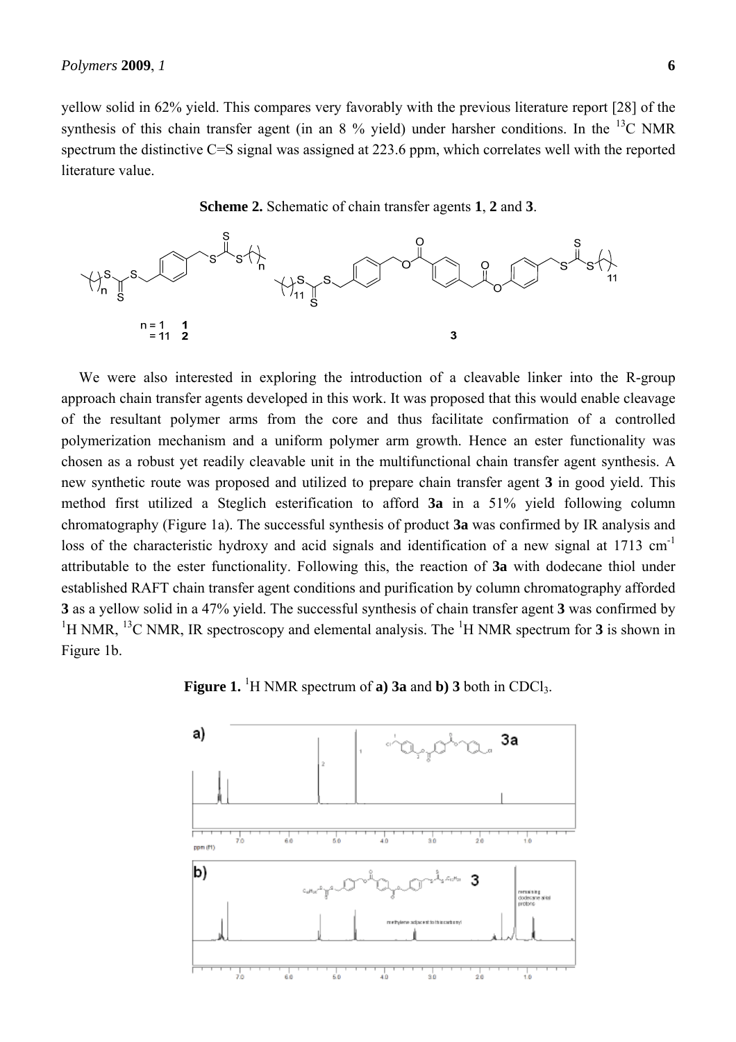yellow solid in 62% yield. This compares very favorably with the previous literature report [28] of the synthesis of this chain transfer agent (in an 8 % yield) under harsher conditions. In the $^{13}C$ NMR spectrum the distinctive C=S signal was assigned at 223.6 ppm, which correlates well with the reported literature value.

**Scheme 2.** Schematic of chain transfer agents **1**, **2** and **3**.

We were also interested in exploring the introduction of a cleavable linker into the R-group approach chain transfer agents developed in this work. It was proposed that this would enable cleavage of the resultant polymer arms from the core and thus facilitate confirmation of a controlled polymerization mechanism and a uniform polymer arm growth. Hence an ester functionality was chosen as a robust yet readily cleavable unit in the multifunctional chain transfer agent synthesis. A new synthetic route was proposed and utilized to prepare chain transfer agent **3** in good yield. This method first utilized a Steglich esterification to afford **3a** in a 51% yield following column chromatography (Figure 1a). The successful synthesis of product **3a** was confirmed by IR analysis and loss of the characteristic hydroxy and acid signals and identification of a new signal at 1713 $cm^{-1}$ attributable to the ester functionality. Following this, the reaction of **3a** with dodecane thiol under established RAFT chain transfer agent conditions and purification by column chromatography afforded **3** as a yellow solid in a 47% yield. The successful synthesis of chain transfer agent **3** was confirmed by $^{1}H$ NMR, $^{13}C$ NMR, IR spectroscopy and elemental analysis. The $^{1}H$ NMR spectrum for **3** is shown in Figure 1b.

**Figure 1.** $^{1}H$ NMR spectrum of **a) 3a** and **b) 3** both in $CDCl_3$.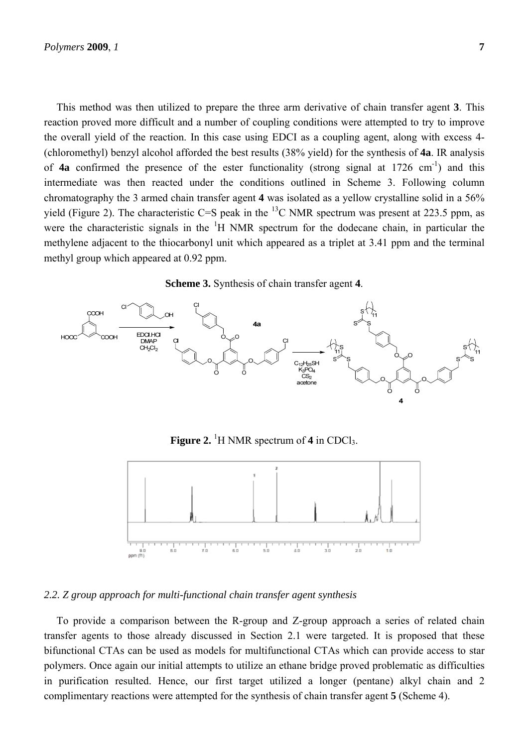This method was then utilized to prepare the three arm derivative of chain transfer agent **3**. This reaction proved more difficult and a number of coupling conditions were attempted to try to improve the overall yield of the reaction. In this case using EDCI as a coupling agent, along with excess 4-(chloromethyl) benzyl alcohol afforded the best results (38% yield) for the synthesis of **4a**. IR analysis of **4a** confirmed the presence of the ester functionality (strong signal at 1726 $cm^{-1}$) and this intermediate was then reacted under the conditions outlined in Scheme 3. Following column chromatography the 3 armed chain transfer agent **4** was isolated as a yellow crystalline solid in a 56% yield (Figure 2). The characteristic C=S peak in the $^{13}C$ NMR spectrum was present at 223.5 ppm, as were the characteristic signals in the $^{1}H$ NMR spectrum for the dodecane chain, in particular the methylene adjacent to the thiocarbonyl unit which appeared as a triplet at 3.41 ppm and the terminal methyl group which appeared at 0.92 ppm.

**Scheme 3.** Synthesis of chain transfer agent **4**.

**Figure 2.** $^{1}H$ NMR spectrum of **4** in $CDCl_3$.

### *2.2. Z group approach for multi-functional chain transfer agent synthesis*

To provide a comparison between the R-group and Z-group approach a series of related chain transfer agents to those already discussed in Section 2.1 were targeted. It is proposed that these bifunctional CTAs can be used as models for multifunctional CTAs which can provide access to star polymers. Once again our initial attempts to utilize an ethane bridge proved problematic as difficulties in purification resulted. Hence, our first target utilized a longer (pentane) alkyl chain and 2 complimentary reactions were attempted for the synthesis of chain transfer agent **5** (Scheme 4).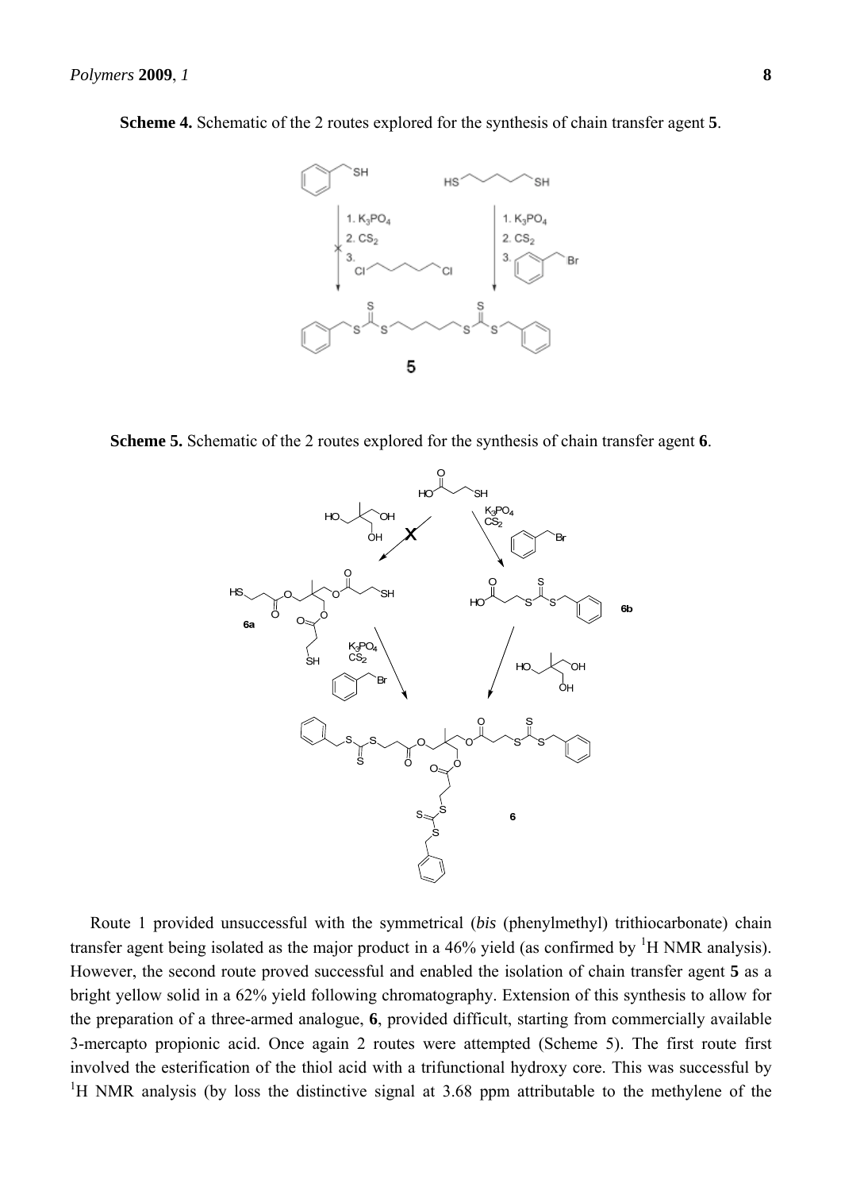**Scheme 4.** Schematic of the 2 routes explored for the synthesis of chain transfer agent **5**.

**Scheme 5.** Schematic of the 2 routes explored for the synthesis of chain transfer agent **6**.

Route 1 provided unsuccessful with the symmetrical (*bis* (phenylmethyl) trithiocarbonate) chain transfer agent being isolated as the major product in a 46% yield (as confirmed by $^1$H NMR analysis). However, the second route proved successful and enabled the isolation of chain transfer agent **5** as a bright yellow solid in a 62% yield following chromatography. Extension of this synthesis to allow for the preparation of a three-armed analogue, **6**, provided difficult, starting from commercially available 3-mercapto propionic acid. Once again 2 routes were attempted (Scheme 5). The first route first involved the esterification of the thiol acid with a trifunctional hydroxy core. This was successful by $^1$H NMR analysis (by loss the distinctive signal at 3.68 ppm attributable to the methylene of the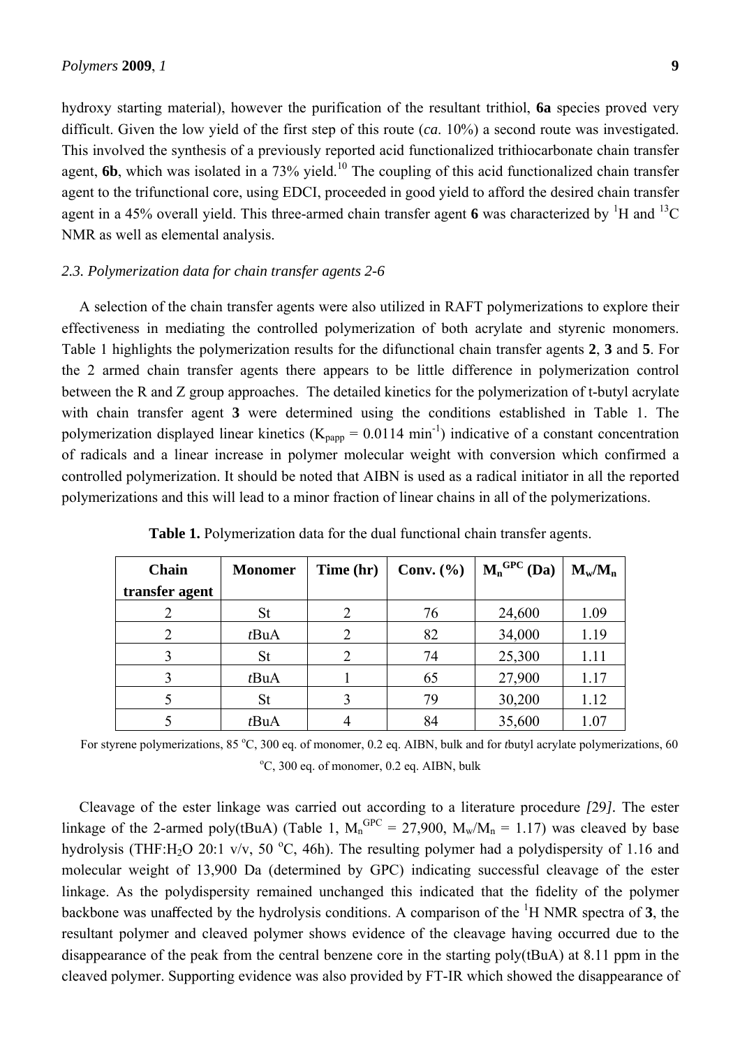hydroxy starting material), however the purification of the resultant trithiol, **6a** species proved very difficult. Given the low yield of the first step of this route (*ca*. 10%) a second route was investigated. This involved the synthesis of a previously reported acid functionalized trithiocarbonate chain transfer agent, **6b**, which was isolated in a 73% yield.[10] The coupling of this acid functionalized chain transfer agent to the trifunctional core, using EDCI, proceeded in good yield to afford the desired chain transfer agent in a 45% overall yield. This three-armed chain transfer agent **6** was characterized by $^1$H and $^{13}$C NMR as well as elemental analysis.

### *2.3. Polymerization data for chain transfer agents 2-6*

A selection of the chain transfer agents were also utilized in RAFT polymerizations to explore their effectiveness in mediating the controlled polymerization of both acrylate and styrenic monomers. Table 1 highlights the polymerization results for the difunctional chain transfer agents **2**, **3** and **5**. For the 2 armed chain transfer agents there appears to be little difference in polymerization control between the R and Z group approaches. The detailed kinetics for the polymerization of t-butyl acrylate with chain transfer agent **3** were determined using the conditions established in Table 1. The polymerization displayed linear kinetics ($K_{papp}$ = 0.0114 min$^{-1}$) indicative of a constant concentration of radicals and a linear increase in polymer molecular weight with conversion which confirmed a controlled polymerization. It should be noted that AIBN is used as a radical initiator in all the reported polymerizations and this will lead to a minor fraction of linear chains in all of the polymerizations.

**Table 1.** Polymerization data for the dual functional chain transfer agents.

| Chain transfer agent | Monomer | Time (hr) | Conv. (%) | $M_n^{GPC}$ (Da) | $M_w/M_n$ |
|---|---|---|---|---|---|
| 2 | St | 2 | 76 | 24,600 | 1.09 |
| 2 | *t*BuA | 2 | 82 | 34,000 | 1.19 |
| 3 | St | 2 | 74 | 25,300 | 1.11 |
| 3 | *t*BuA | 1 | 65 | 27,900 | 1.17 |
| 5 | St | 3 | 79 | 30,200 | 1.12 |
| 5 | *t*BuA | 4 | 84 | 35,600 | 1.07 |

For styrene polymerizations, 85 °C, 300 eq. of monomer, 0.2 eq. AIBN, bulk and for *t*butyl acrylate polymerizations, 60 °C, 300 eq. of monomer, 0.2 eq. AIBN, bulk

Cleavage of the ester linkage was carried out according to a literature procedure *[*29*]*. The ester linkage of the 2-armed poly(tBuA) (Table 1, $M_n^{GPC}$ = 27,900, $M_w/M_n$ = 1.17) was cleaved by base hydrolysis (THF:$H_2O$ 20:1 v/v, 50 °C, 46h). The resulting polymer had a polydispersity of 1.16 and molecular weight of 13,900 Da (determined by GPC) indicating successful cleavage of the ester linkage. As the polydispersity remained unchanged this indicated that the fidelity of the polymer backbone was unaffected by the hydrolysis conditions. A comparison of the $^1$H NMR spectra of **3**, the resultant polymer and cleaved polymer shows evidence of the cleavage having occurred due to the disappearance of the peak from the central benzene core in the starting poly(tBuA) at 8.11 ppm in the cleaved polymer. Supporting evidence was also provided by FT-IR which showed the disappearance of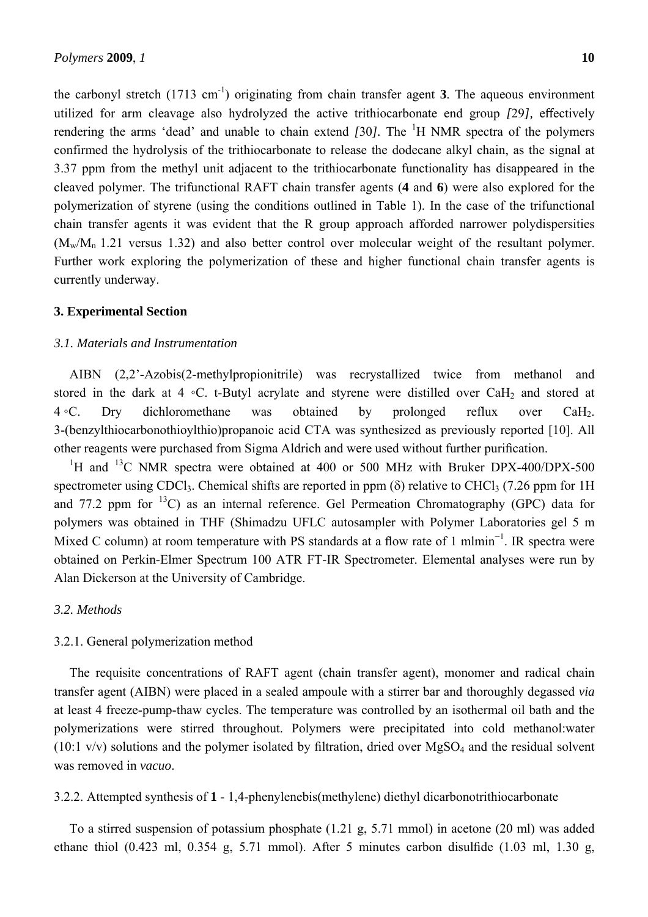the carbonyl stretch (1713 $cm^{-1}$) originating from chain transfer agent **3**. The aqueous environment utilized for arm cleavage also hydrolyzed the active trithiocarbonate end group *[29]*, effectively rendering the arms 'dead' and unable to chain extend *[30]*. The $^1H$ NMR spectra of the polymers confirmed the hydrolysis of the trithiocarbonate to release the dodecane alkyl chain, as the signal at 3.37 ppm from the methyl unit adjacent to the trithiocarbonate functionality has disappeared in the cleaved polymer. The trifunctional RAFT chain transfer agents (**4** and **6**) were also explored for the polymerization of styrene (using the conditions outlined in Table 1). In the case of the trifunctional chain transfer agents it was evident that the R group approach afforded narrower polydispersities ($M_w/M_n$ 1.21 versus 1.32) and also better control over molecular weight of the resultant polymer. Further work exploring the polymerization of these and higher functional chain transfer agents is currently underway.

## 3. Experimental Section

### *3.1. Materials and Instrumentation*

AIBN (2,2'-Azobis(2-methylpropionitrile) was recrystallized twice from methanol and stored in the dark at 4 ◦C. t-Butyl acrylate and styrene were distilled over $CaH_2$ and stored at 4 ◦C. Dry dichloromethane was obtained by prolonged reflux over $CaH_2$. 3-(benzylthiocarbonothioylthio)propanoic acid CTA was synthesized as previously reported [10]. All other reagents were purchased from Sigma Aldrich and were used without further purification.

$^1H$ and $^{13}C$ NMR spectra were obtained at 400 or 500 MHz with Bruker DPX-400/DPX-500 spectrometer using $CDCl_3$. Chemical shifts are reported in ppm (δ) relative to $CHCl_3$ (7.26 ppm for 1H and 77.2 ppm for $^{13}C$) as an internal reference. Gel Permeation Chromatography (GPC) data for polymers was obtained in THF (Shimadzu UFLC autosampler with Polymer Laboratories gel 5 m Mixed C column) at room temperature with PS standards at a flow rate of 1 $ml min^{-1}$. IR spectra were obtained on Perkin-Elmer Spectrum 100 ATR FT-IR Spectrometer. Elemental analyses were run by Alan Dickerson at the University of Cambridge.

### *3.2. Methods*

#### 3.2.1. General polymerization method

The requisite concentrations of RAFT agent (chain transfer agent), monomer and radical chain transfer agent (AIBN) were placed in a sealed ampoule with a stirrer bar and thoroughly degassed *via* at least 4 freeze-pump-thaw cycles. The temperature was controlled by an isothermal oil bath and the polymerizations were stirred throughout. Polymers were precipitated into cold methanol:water (10:1 v/v) solutions and the polymer isolated by filtration, dried over $MgSO_4$ and the residual solvent was removed in *vacuo*.

#### 3.2.2. Attempted synthesis of **1** - 1,4-phenylenebis(methylene) diethyl dicarbonotrithiocarbonate

To a stirred suspension of potassium phosphate (1.21 g, 5.71 mmol) in acetone (20 ml) was added ethane thiol (0.423 ml, 0.354 g, 5.71 mmol). After 5 minutes carbon disulfide (1.03 ml, 1.30 g,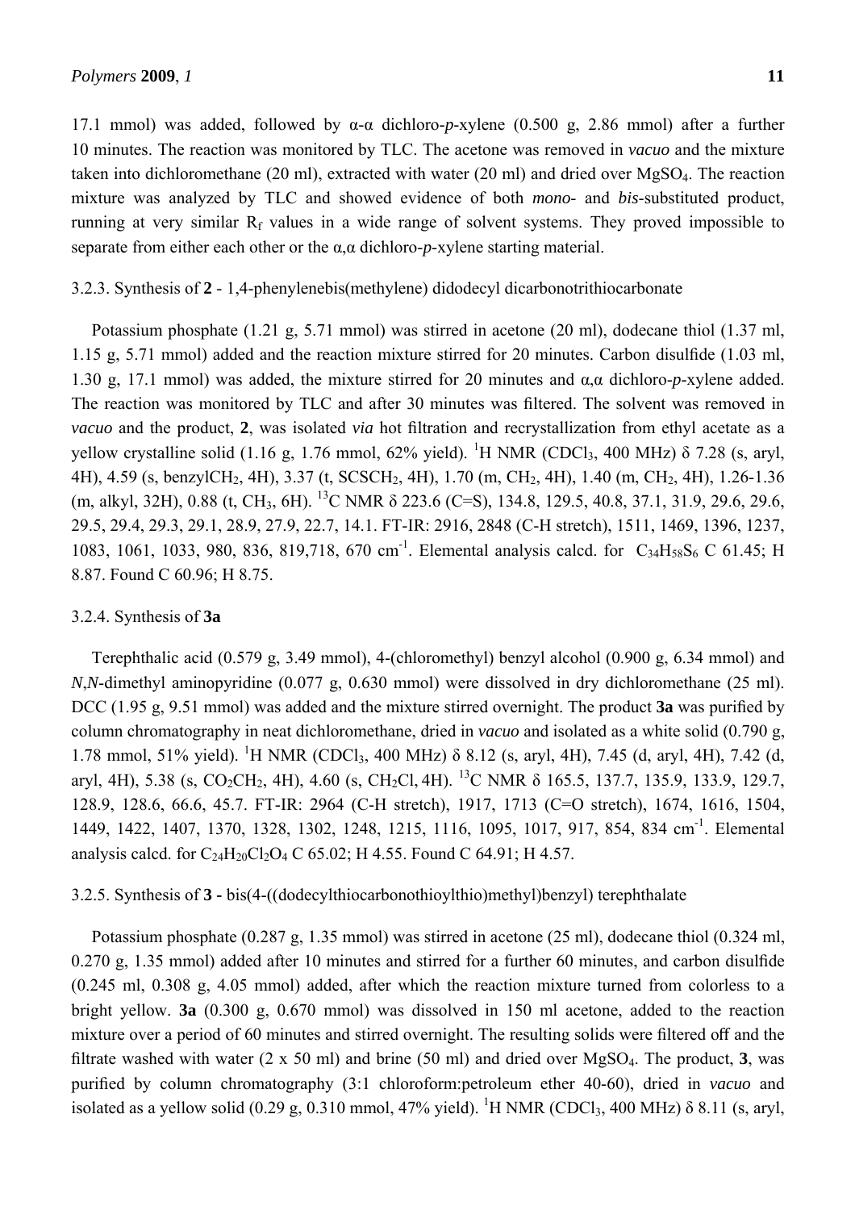17.1 mmol) was added, followed by α-α dichloro-*p*-xylene (0.500 g, 2.86 mmol) after a further 10 minutes. The reaction was monitored by TLC. The acetone was removed in *vacuo* and the mixture taken into dichloromethane (20 ml), extracted with water (20 ml) and dried over $MgSO_4$. The reaction mixture was analyzed by TLC and showed evidence of both *mono*- and *bis*-substituted product, running at very similar $R_f$ values in a wide range of solvent systems. They proved impossible to separate from either each other or the α,α dichloro-*p*-xylene starting material.

### 3.2.3. Synthesis of **2** - 1,4-phenylenebis(methylene) didodecyl dicarbonotrithiocarbonate

Potassium phosphate (1.21 g, 5.71 mmol) was stirred in acetone (20 ml), dodecane thiol (1.37 ml, 1.15 g, 5.71 mmol) added and the reaction mixture stirred for 20 minutes. Carbon disulfide (1.03 ml, 1.30 g, 17.1 mmol) was added, the mixture stirred for 20 minutes and α,α dichloro-*p*-xylene added. The reaction was monitored by TLC and after 30 minutes was filtered. The solvent was removed in *vacuo* and the product, **2**, was isolated *via* hot filtration and recrystallization from ethyl acetate as a yellow crystalline solid (1.16 g, 1.76 mmol, 62% yield). $^{1}H$ NMR ($CDCl_3$, 400 MHz) δ 7.28 (s, aryl, 4H), 4.59 (s, benzyl$CH_2$, 4H), 3.37 (t, $SCSCH_2$, 4H), 1.70 (m, $CH_2$, 4H), 1.40 (m, $CH_2$, 4H), 1.26-1.36 (m, alkyl, 32H), 0.88 (t, $CH_3$, 6H). $^{13}C$ NMR δ 223.6 (C=S), 134.8, 129.5, 40.8, 37.1, 31.9, 29.6, 29.6, 29.5, 29.4, 29.3, 29.1, 28.9, 27.9, 22.7, 14.1. FT-IR: 2916, 2848 (C-H stretch), 1511, 1469, 1396, 1237, 1083, 1061, 1033, 980, 836, 819,718, 670 $cm^{-1}$. Elemental analysis calcd. for $C_{34}H_{58}S_6$ C 61.45; H 8.87. Found C 60.96; H 8.75.

### 3.2.4. Synthesis of **3a**

Terephthalic acid (0.579 g, 3.49 mmol), 4-(chloromethyl) benzyl alcohol (0.900 g, 6.34 mmol) and *N*,*N*-dimethyl aminopyridine (0.077 g, 0.630 mmol) were dissolved in dry dichloromethane (25 ml). DCC (1.95 g, 9.51 mmol) was added and the mixture stirred overnight. The product **3a** was purified by column chromatography in neat dichloromethane, dried in *vacuo* and isolated as a white solid (0.790 g, 1.78 mmol, 51% yield). $^{1}H$ NMR ($CDCl_3$, 400 MHz) δ 8.12 (s, aryl, 4H), 7.45 (d, aryl, 4H), 7.42 (d, aryl, 4H), 5.38 (s, $CO_2CH_2$, 4H), 4.60 (s, $CH_2Cl$, 4H). $^{13}C$ NMR δ 165.5, 137.7, 135.9, 133.9, 129.7, 128.9, 128.6, 66.6, 45.7. FT-IR: 2964 (C-H stretch), 1917, 1713 (C=O stretch), 1674, 1616, 1504, 1449, 1422, 1407, 1370, 1328, 1302, 1248, 1215, 1116, 1095, 1017, 917, 854, 834 $cm^{-1}$. Elemental analysis calcd. for $C_{24}H_{20}Cl_2O_4$ C 65.02; H 4.55. Found C 64.91; H 4.57.

### 3.2.5. Synthesis of **3 -** bis(4-((dodecylthiocarbonothioylthio)methyl)benzyl) terephthalate

Potassium phosphate (0.287 g, 1.35 mmol) was stirred in acetone (25 ml), dodecane thiol (0.324 ml, 0.270 g, 1.35 mmol) added after 10 minutes and stirred for a further 60 minutes, and carbon disulfide (0.245 ml, 0.308 g, 4.05 mmol) added, after which the reaction mixture turned from colorless to a bright yellow. **3a** (0.300 g, 0.670 mmol) was dissolved in 150 ml acetone, added to the reaction mixture over a period of 60 minutes and stirred overnight. The resulting solids were filtered off and the filtrate washed with water (2 x 50 ml) and brine (50 ml) and dried over $MgSO_4$. The product, **3**, was purified by column chromatography (3:1 chloroform:petroleum ether 40-60), dried in *vacuo* and isolated as a yellow solid (0.29 g, 0.310 mmol, 47% yield). $^{1}H$ NMR ($CDCl_3$, 400 MHz) δ 8.11 (s, aryl,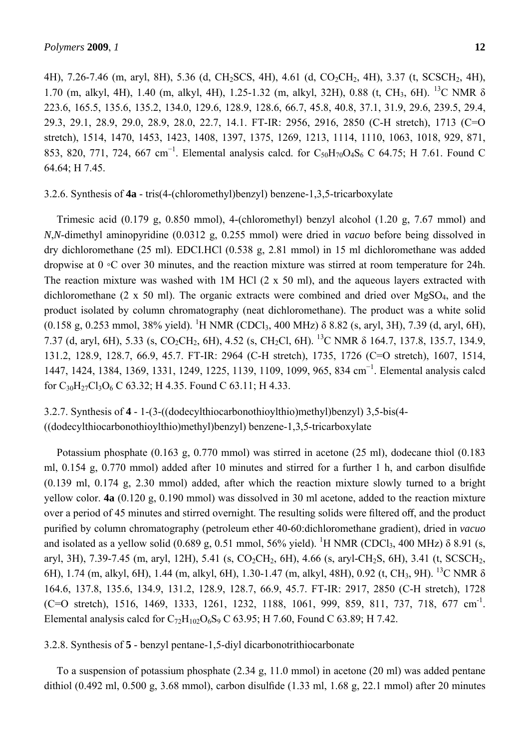4H), 7.26-7.46 (m, aryl, 8H), 5.36 (d, $CH_2SCS$, 4H), 4.61 (d, $CO_2CH_2$, 4H), 3.37 (t, $SCSCH_2$, 4H), 1.70 (m, alkyl, 4H), 1.40 (m, alkyl, 4H), 1.25-1.32 (m, alkyl, 32H), 0.88 (t, $CH_3$, 6H). $^{13}$C NMR δ 223.6, 165.5, 135.6, 135.2, 134.0, 129.6, 128.9, 128.6, 66.7, 45.8, 40.8, 37.1, 31.9, 29.6, 239.5, 29.4, 29.3, 29.1, 28.9, 29.0, 28.9, 28.0, 22.7, 14.1. FT-IR: 2956, 2916, 2850 (C-H stretch), 1713 (C=O stretch), 1514, 1470, 1453, 1423, 1408, 1397, 1375, 1269, 1213, 1114, 1110, 1063, 1018, 929, 871, 853, 820, 771, 724, 667 cm$^{-1}$. Elemental analysis calcd. for $C_{50}H_{70}O_4S_6$ C 64.75; H 7.61. Found C 64.64; H 7.45.

3.2.6. Synthesis of **4a** - tris(4-(chloromethyl)benzyl) benzene-1,3,5-tricarboxylate

Trimesic acid (0.179 g, 0.850 mmol), 4-(chloromethyl) benzyl alcohol (1.20 g, 7.67 mmol) and *N*,*N*-dimethyl aminopyridine (0.0312 g, 0.255 mmol) were dried in *vacuo* before being dissolved in dry dichloromethane (25 ml). EDCI.HCl (0.538 g, 2.81 mmol) in 15 ml dichloromethane was added dropwise at 0 ◦C over 30 minutes, and the reaction mixture was stirred at room temperature for 24h. The reaction mixture was washed with 1M HCl (2 x 50 ml), and the aqueous layers extracted with dichloromethane (2 x 50 ml). The organic extracts were combined and dried over $MgSO_4$, and the product isolated by column chromatography (neat dichloromethane). The product was a white solid (0.158 g, 0.253 mmol, 38% yield). $^1$H NMR ($CDCl_3$, 400 MHz) δ 8.82 (s, aryl, 3H), 7.39 (d, aryl, 6H), 7.37 (d, aryl, 6H), 5.33 (s, $CO_2CH_2$, 6H), 4.52 (s, $CH_2Cl$, 6H). $^{13}$C NMR δ 164.7, 137.8, 135.7, 134.9, 131.2, 128.9, 128.7, 66.9, 45.7. FT-IR: 2964 (C-H stretch), 1735, 1726 (C=O stretch), 1607, 1514, 1447, 1424, 1384, 1369, 1331, 1249, 1225, 1139, 1109, 1099, 965, 834 cm$^{-1}$. Elemental analysis calcd for $C_{30}H_{27}Cl_3O_6$ C 63.32; H 4.35. Found C 63.11; H 4.33.

3.2.7. Synthesis of **4** - 1-(3-((dodecylthiocarbonothioylthio)methyl)benzyl) 3,5-bis(4-((dodecylthiocarbonothioylthio)methyl)benzyl) benzene-1,3,5-tricarboxylate

Potassium phosphate (0.163 g, 0.770 mmol) was stirred in acetone (25 ml), dodecane thiol (0.183 ml, 0.154 g, 0.770 mmol) added after 10 minutes and stirred for a further 1 h, and carbon disulfide (0.139 ml, 0.174 g, 2.30 mmol) added, after which the reaction mixture slowly turned to a bright yellow color. **4a** (0.120 g, 0.190 mmol) was dissolved in 30 ml acetone, added to the reaction mixture over a period of 45 minutes and stirred overnight. The resulting solids were filtered off, and the product purified by column chromatography (petroleum ether 40-60:dichloromethane gradient), dried in *vacuo* and isolated as a yellow solid (0.689 g, 0.51 mmol, 56% yield). $^1$H NMR ($CDCl_3$, 400 MHz) δ 8.91 (s, aryl, 3H), 7.39-7.45 (m, aryl, 12H), 5.41 (s, $CO_2CH_2$, 6H), 4.66 (s, aryl-$CH_2S$, 6H), 3.41 (t, $SCSCH_2$, 6H), 1.74 (m, alkyl, 6H), 1.44 (m, alkyl, 6H), 1.30-1.47 (m, alkyl, 48H), 0.92 (t, $CH_3$, 9H). $^{13}$C NMR δ 164.6, 137.8, 135.6, 134.9, 131.2, 128.9, 128.7, 66.9, 45.7. FT-IR: 2917, 2850 (C-H stretch), 1728 (C=O stretch), 1516, 1469, 1333, 1261, 1232, 1188, 1061, 999, 859, 811, 737, 718, 677 cm$^{-1}$. Elemental analysis calcd for $C_{72}H_{102}O_6S_9$ C 63.95; H 7.60, Found C 63.89; H 7.42.

3.2.8. Synthesis of **5** - benzyl pentane-1,5-diyl dicarbonotrithiocarbonate

To a suspension of potassium phosphate (2.34 g, 11.0 mmol) in acetone (20 ml) was added pentane dithiol (0.492 ml, 0.500 g, 3.68 mmol), carbon disulfide (1.33 ml, 1.68 g, 22.1 mmol) after 20 minutes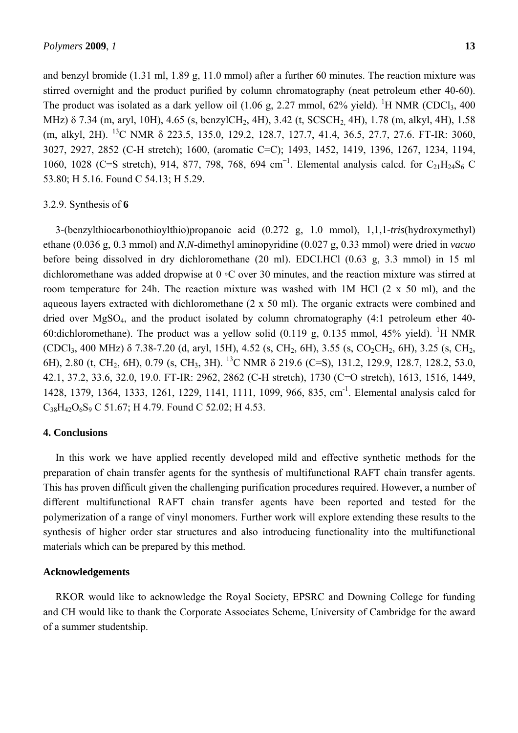and benzyl bromide (1.31 ml, 1.89 g, 11.0 mmol) after a further 60 minutes. The reaction mixture was stirred overnight and the product purified by column chromatography (neat petroleum ether 40-60). The product was isolated as a dark yellow oil (1.06 g, 2.27 mmol, 62% yield). $^1$H NMR ($CDCl_3$, 400 MHz) δ 7.34 (m, aryl, 10H), 4.65 (s, benzyl$CH_2$, 4H), 3.42 (t, $SCSCH_2$, 4H), 1.78 (m, alkyl, 4H), 1.58 (m, alkyl, 2H). $^{13}$C NMR δ 223.5, 135.0, 129.2, 128.7, 127.7, 41.4, 36.5, 27.7, 27.6. FT-IR: 3060, 3027, 2927, 2852 (C-H stretch); 1600, (aromatic C=C); 1493, 1452, 1419, 1396, 1267, 1234, 1194, 1060, 1028 (C=S stretch), 914, 877, 798, 768, 694 $cm^{-1}$. Elemental analysis calcd. for $C_{21}H_{24}S_6$ C 53.80; H 5.16. Found C 54.13; H 5.29.

3.2.9. Synthesis of **6**

3-(benzylthiocarbonothioylthio)propanoic acid (0.272 g, 1.0 mmol), 1,1,1-*tris*(hydroxymethyl) ethane (0.036 g, 0.3 mmol) and *N*,*N*-dimethyl aminopyridine (0.027 g, 0.33 mmol) were dried in *vacuo* before being dissolved in dry dichloromethane (20 ml). EDCI.HCl (0.63 g, 3.3 mmol) in 15 ml dichloromethane was added dropwise at 0 ◦C over 30 minutes, and the reaction mixture was stirred at room temperature for 24h. The reaction mixture was washed with 1M HCl (2 x 50 ml), and the aqueous layers extracted with dichloromethane (2 x 50 ml). The organic extracts were combined and dried over $MgSO_4$, and the product isolated by column chromatography (4:1 petroleum ether 40-60:dichloromethane). The product was a yellow solid (0.119 g, 0.135 mmol, 45% yield). $^1$H NMR ($CDCl_3$, 400 MHz) δ 7.38-7.20 (d, aryl, 15H), 4.52 (s, $CH_2$, 6H), 3.55 (s, $CO_2CH_2$, 6H), 3.25 (s, $CH_2$, 6H), 2.80 (t, $CH_2$, 6H), 0.79 (s, $CH_3$, 3H). $^{13}$C NMR δ 219.6 (C=S), 131.2, 129.9, 128.7, 128.2, 53.0, 42.1, 37.2, 33.6, 32.0, 19.0. FT-IR: 2962, 2862 (C-H stretch), 1730 (C=O stretch), 1613, 1516, 1449, 1428, 1379, 1364, 1333, 1261, 1229, 1141, 1111, 1099, 966, 835, $cm^{-1}$. Elemental analysis calcd for $C_{38}H_{42}O_6S_9$ C 51.67; H 4.79. Found C 52.02; H 4.53.

## 4. Conclusions

In this work we have applied recently developed mild and effective synthetic methods for the preparation of chain transfer agents for the synthesis of multifunctional RAFT chain transfer agents. This has proven difficult given the challenging purification procedures required. However, a number of different multifunctional RAFT chain transfer agents have been reported and tested for the polymerization of a range of vinyl monomers. Further work will explore extending these results to the synthesis of higher order star structures and also introducing functionality into the multifunctional materials which can be prepared by this method.

## Acknowledgements

RKOR would like to acknowledge the Royal Society, EPSRC and Downing College for funding and CH would like to thank the Corporate Associates Scheme, University of Cambridge for the award of a summer studentship.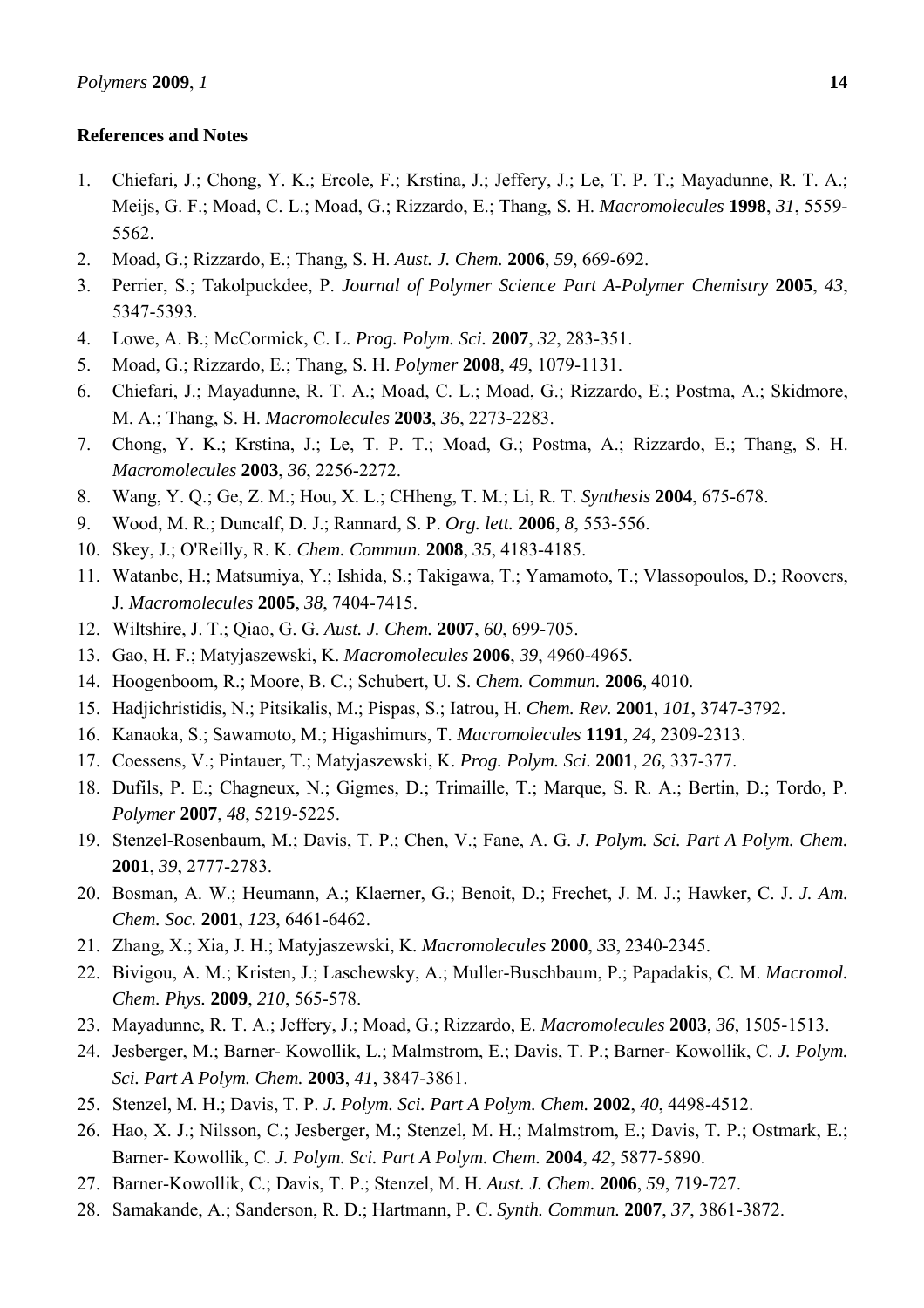## References and Notes

1. Chiefari, J.; Chong, Y. K.; Ercole, F.; Krstina, J.; Jeffery, J.; Le, T. P. T.; Mayadunne, R. T. A.; Meijs, G. F.; Moad, C. L.; Moad, G.; Rizzardo, E.; Thang, S. H. *Macromolecules* **1998**, *31*, 5559-5562.
2. Moad, G.; Rizzardo, E.; Thang, S. H. *Aust. J. Chem.* **2006**, *59*, 669-692.
3. Perrier, S.; Takolpuckdee, P. *Journal of Polymer Science Part A-Polymer Chemistry* **2005**, *43*, 5347-5393.
4. Lowe, A. B.; McCormick, C. L. *Prog. Polym. Sci.* **2007**, *32*, 283-351.
5. Moad, G.; Rizzardo, E.; Thang, S. H. *Polymer* **2008**, *49*, 1079-1131.
6. Chiefari, J.; Mayadunne, R. T. A.; Moad, C. L.; Moad, G.; Rizzardo, E.; Postma, A.; Skidmore, M. A.; Thang, S. H. *Macromolecules* **2003**, *36*, 2273-2283.
7. Chong, Y. K.; Krstina, J.; Le, T. P. T.; Moad, G.; Postma, A.; Rizzardo, E.; Thang, S. H. *Macromolecules* **2003**, *36*, 2256-2272.
8. Wang, Y. Q.; Ge, Z. M.; Hou, X. L.; CHheng, T. M.; Li, R. T. *Synthesis* **2004**, 675-678.
9. Wood, M. R.; Duncalf, D. J.; Rannard, S. P. *Org. lett.* **2006**, *8*, 553-556.
10. Skey, J.; O'Reilly, R. K. *Chem. Commun.* **2008**, *35*, 4183-4185.
11. Watanbe, H.; Matsumiya, Y.; Ishida, S.; Takigawa, T.; Yamamoto, T.; Vlassopoulos, D.; Roovers, J. *Macromolecules* **2005**, *38*, 7404-7415.
12. Wiltshire, J. T.; Qiao, G. G. *Aust. J. Chem.* **2007**, *60*, 699-705.
13. Gao, H. F.; Matyjaszewski, K. *Macromolecules* **2006**, *39*, 4960-4965.
14. Hoogenboom, R.; Moore, B. C.; Schubert, U. S. *Chem. Commun.* **2006**, 4010.
15. Hadjichristidis, N.; Pitsikalis, M.; Pispas, S.; Iatrou, H. *Chem. Rev.* **2001**, *101*, 3747-3792.
16. Kanaoka, S.; Sawamoto, M.; Higashimurs, T. *Macromolecules* **1191**, *24*, 2309-2313.
17. Coessens, V.; Pintauer, T.; Matyjaszewski, K. *Prog. Polym. Sci.* **2001**, *26*, 337-377.
18. Dufils, P. E.; Chagneux, N.; Gigmes, D.; Trimaille, T.; Marque, S. R. A.; Bertin, D.; Tordo, P. *Polymer* **2007**, *48*, 5219-5225.
19. Stenzel-Rosenbaum, M.; Davis, T. P.; Chen, V.; Fane, A. G. *J. Polym. Sci. Part A Polym. Chem.* **2001**, *39*, 2777-2783.
20. Bosman, A. W.; Heumann, A.; Klaerner, G.; Benoit, D.; Frechet, J. M. J.; Hawker, C. J. *J. Am. Chem. Soc.* **2001**, *123*, 6461-6462.
21. Zhang, X.; Xia, J. H.; Matyjaszewski, K. *Macromolecules* **2000**, *33*, 2340-2345.
22. Bivigou, A. M.; Kristen, J.; Laschewsky, A.; Muller-Buschbaum, P.; Papadakis, C. M. *Macromol. Chem. Phys.* **2009**, *210*, 565-578.
23. Mayadunne, R. T. A.; Jeffery, J.; Moad, G.; Rizzardo, E. *Macromolecules* **2003**, *36*, 1505-1513.
24. Jesberger, M.; Barner- Kowollik, L.; Malmstrom, E.; Davis, T. P.; Barner- Kowollik, C. *J. Polym. Sci. Part A Polym. Chem.* **2003**, *41*, 3847-3861.
25. Stenzel, M. H.; Davis, T. P. *J. Polym. Sci. Part A Polym. Chem.* **2002**, *40*, 4498-4512.
26. Hao, X. J.; Nilsson, C.; Jesberger, M.; Stenzel, M. H.; Malmstrom, E.; Davis, T. P.; Ostmark, E.; Barner- Kowollik, C. *J. Polym. Sci. Part A Polym. Chem.* **2004**, *42*, 5877-5890.
27. Barner-Kowollik, C.; Davis, T. P.; Stenzel, M. H. *Aust. J. Chem.* **2006**, *59*, 719-727.
28. Samakande, A.; Sanderson, R. D.; Hartmann, P. C. *Synth. Commun.* **2007**, *37*, 3861-3872.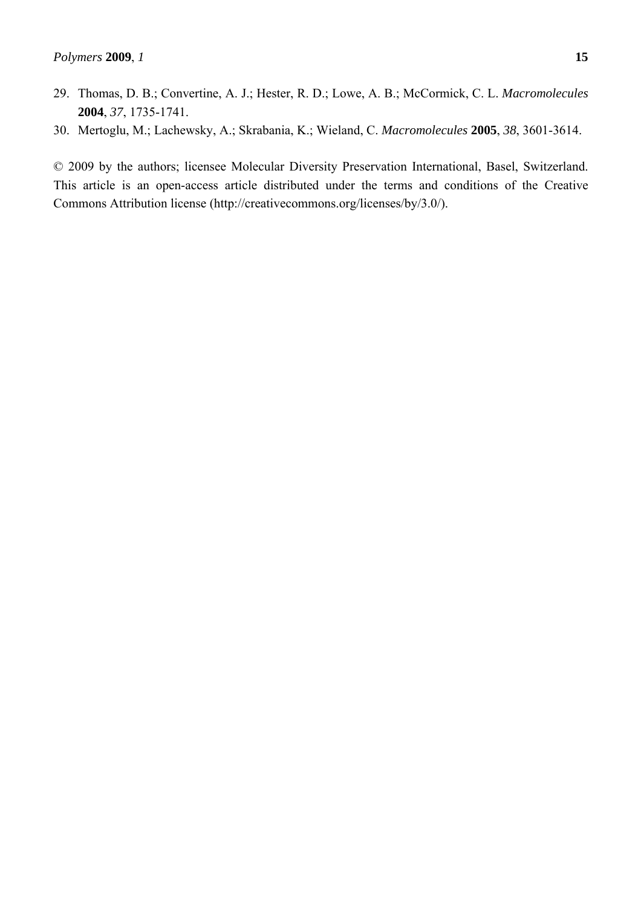29. Thomas, D. B.; Convertine, A. J.; Hester, R. D.; Lowe, A. B.; McCormick, C. L. *Macromolecules* **2004**, *37*, 1735-1741.
30. Mertoglu, M.; Lachewsky, A.; Skrabania, K.; Wieland, C. *Macromolecules* **2005**, *38*, 3601-3614.

© 2009 by the authors; licensee Molecular Diversity Preservation International, Basel, Switzerland. This article is an open-access article distributed under the terms and conditions of the Creative Commons Attribution license (http://creativecommons.org/licenses/by/3.0/).